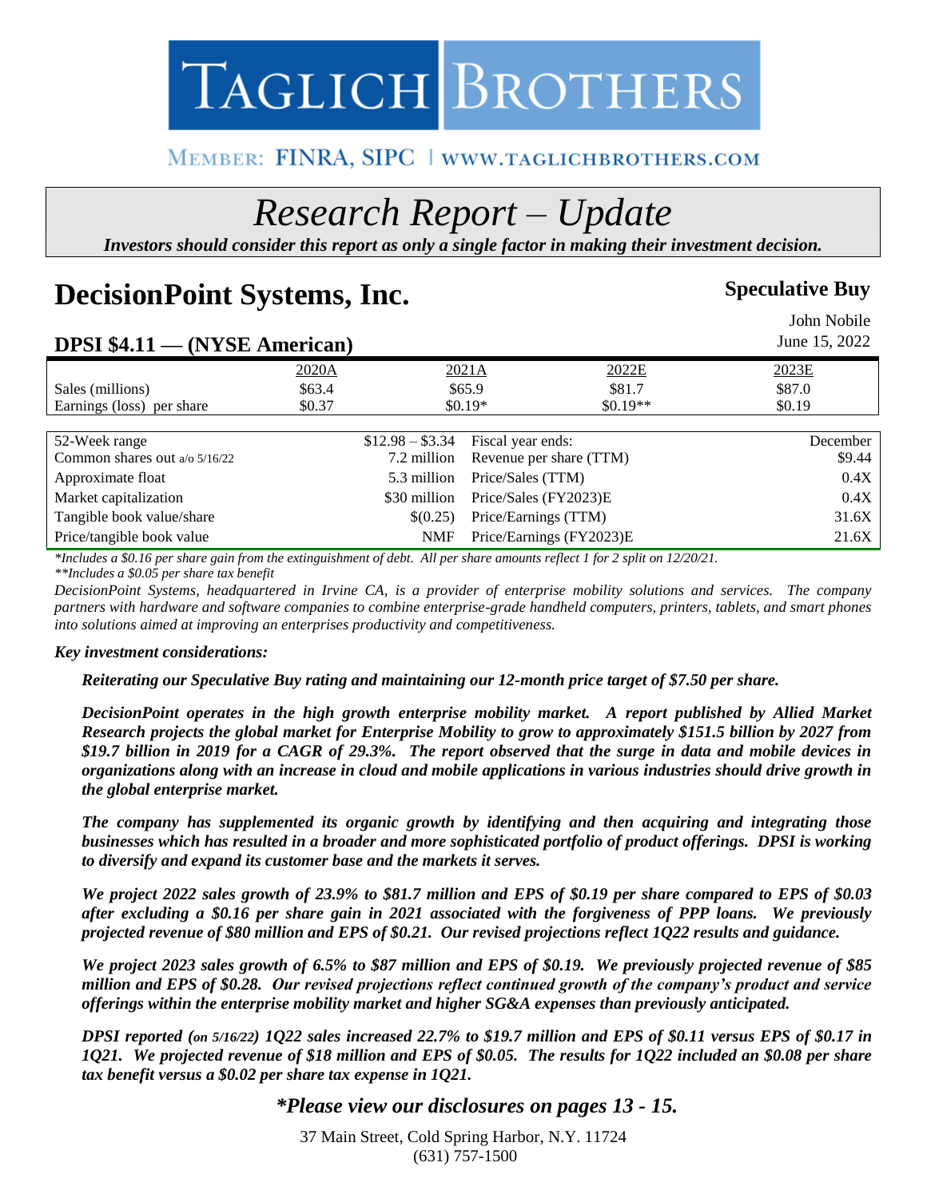# TAGLICH BROTHERS

MEMBER: FINRA, SIPC | WWW.TAGLICHBROTHERS.COM

# *Research Report – Update*

***Investors should consider this report as only a single factor in making their investment decision.***

# DecisionPoint Systems, Inc.

**Speculative Buy**

John Nobile
June 15, 2022

## DPSI $4.11 — (NYSE American)

| | 2020A | 2021A | 2022E | 2023E |
|---|---|---|---|---|
| Sales (millions) | $63.4 | $65.9 | $81.7 | $87.0 |
| Earnings (loss) per share | $0.37 | $0.19* | $0.19** | $0.19 |

| | | | |
|---|---|---|---|
| 52-Week range | $12.98 – $3.34 | Fiscal year ends: | December |
| Common shares out a/o 5/16/22 | 7.2 million | Revenue per share (TTM) | $9.44 |
| Approximate float | 5.3 million | Price/Sales (TTM) | 0.4X |
| Market capitalization | $30 million | Price/Sales (FY2023)E | 0.4X |
| Tangible book value/share | $(0.25) | Price/Earnings (TTM) | 31.6X |
| Price/tangible book value | NMF | Price/Earnings (FY2023)E | 21.6X |

*\*Includes a $0.16 per share gain from the extinguishment of debt. All per share amounts reflect 1 for 2 split on 12/20/21.*
*\*\*Includes a $0.05 per share tax benefit*

*DecisionPoint Systems, headquartered in Irvine CA, is a provider of enterprise mobility solutions and services. The company partners with hardware and software companies to combine enterprise-grade handheld computers, printers, tablets, and smart phones into solutions aimed at improving an enterprises productivity and competitiveness.*

***Key investment considerations:***

***Reiterating our Speculative Buy rating and maintaining our 12-month price target of $7.50 per share.***

***DecisionPoint operates in the high growth enterprise mobility market. A report published by Allied Market Research projects the global market for Enterprise Mobility to grow to approximately $151.5 billion by 2027 from $19.7 billion in 2019 for a CAGR of 29.3%. The report observed that the surge in data and mobile devices in organizations along with an increase in cloud and mobile applications in various industries should drive growth in the global enterprise market.***

***The company has supplemented its organic growth by identifying and then acquiring and integrating those businesses which has resulted in a broader and more sophisticated portfolio of product offerings. DPSI is working to diversify and expand its customer base and the markets it serves.***

***We project 2022 sales growth of 23.9% to $81.7 million and EPS of $0.19 per share compared to EPS of $0.03 after excluding a $0.16 per share gain in 2021 associated with the forgiveness of PPP loans. We previously projected revenue of $80 million and EPS of $0.21. Our revised projections reflect 1Q22 results and guidance.***

***We project 2023 sales growth of 6.5% to $87 million and EPS of $0.19. We previously projected revenue of $85 million and EPS of $0.28. Our revised projections reflect continued growth of the company's product and service offerings within the enterprise mobility market and higher SG&A expenses than previously anticipated.***

***DPSI reported (on 5/16/22) 1Q22 sales increased 22.7% to $19.7 million and EPS of $0.11 versus EPS of $0.17 in 1Q21. We projected revenue of $18 million and EPS of $0.05. The results for 1Q22 included an $0.08 per share tax benefit versus a $0.02 per share tax expense in 1Q21.***

***\*Please view our disclosures on pages 13 - 15.***

37 Main Street, Cold Spring Harbor, N.Y. 11724
(631) 757-1500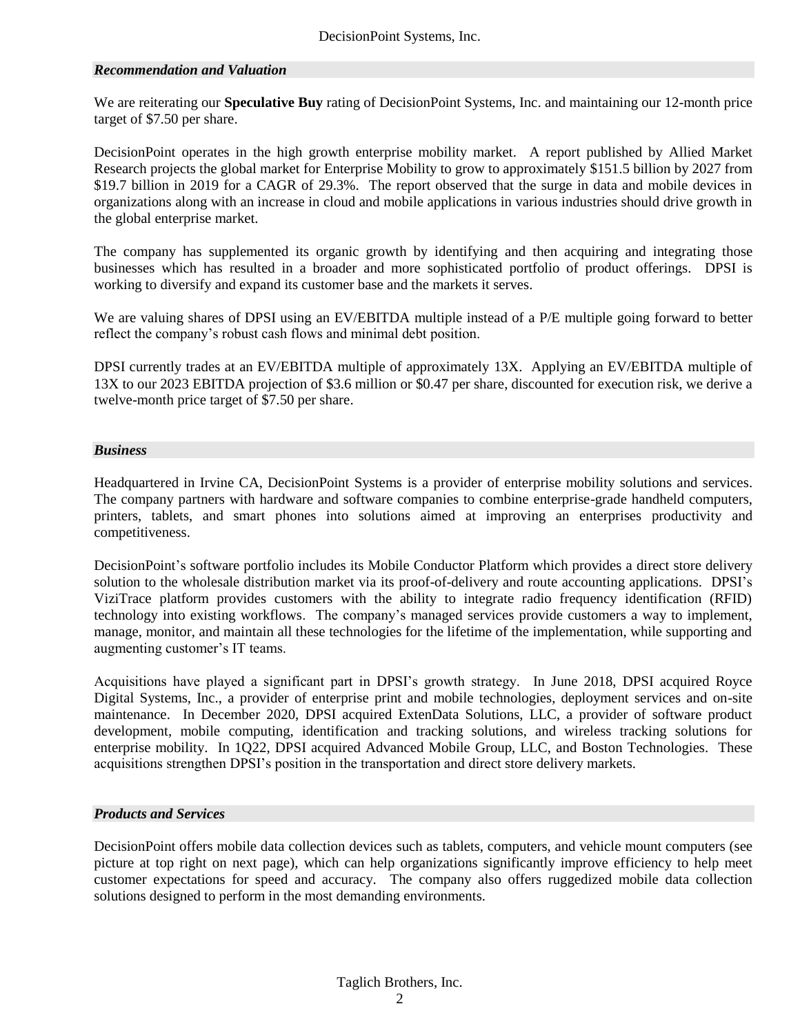### *Recommendation and Valuation*

We are reiterating our **Speculative Buy** rating of DecisionPoint Systems, Inc. and maintaining our 12-month price target of $7.50 per share.

DecisionPoint operates in the high growth enterprise mobility market. A report published by Allied Market Research projects the global market for Enterprise Mobility to grow to approximately $151.5 billion by 2027 from $19.7 billion in 2019 for a CAGR of 29.3%. The report observed that the surge in data and mobile devices in organizations along with an increase in cloud and mobile applications in various industries should drive growth in the global enterprise market.

The company has supplemented its organic growth by identifying and then acquiring and integrating those businesses which has resulted in a broader and more sophisticated portfolio of product offerings. DPSI is working to diversify and expand its customer base and the markets it serves.

We are valuing shares of DPSI using an EV/EBITDA multiple instead of a P/E multiple going forward to better reflect the company's robust cash flows and minimal debt position.

DPSI currently trades at an EV/EBITDA multiple of approximately 13X. Applying an EV/EBITDA multiple of 13X to our 2023 EBITDA projection of $3.6 million or $0.47 per share, discounted for execution risk, we derive a twelve-month price target of $7.50 per share.

### *Business*

Headquartered in Irvine CA, DecisionPoint Systems is a provider of enterprise mobility solutions and services. The company partners with hardware and software companies to combine enterprise-grade handheld computers, printers, tablets, and smart phones into solutions aimed at improving an enterprises productivity and competitiveness.

DecisionPoint's software portfolio includes its Mobile Conductor Platform which provides a direct store delivery solution to the wholesale distribution market via its proof-of-delivery and route accounting applications. DPSI's ViziTrace platform provides customers with the ability to integrate radio frequency identification (RFID) technology into existing workflows. The company's managed services provide customers a way to implement, manage, monitor, and maintain all these technologies for the lifetime of the implementation, while supporting and augmenting customer's IT teams.

Acquisitions have played a significant part in DPSI's growth strategy. In June 2018, DPSI acquired Royce Digital Systems, Inc., a provider of enterprise print and mobile technologies, deployment services and on-site maintenance. In December 2020, DPSI acquired ExtenData Solutions, LLC, a provider of software product development, mobile computing, identification and tracking solutions, and wireless tracking solutions for enterprise mobility. In 1Q22, DPSI acquired Advanced Mobile Group, LLC, and Boston Technologies. These acquisitions strengthen DPSI's position in the transportation and direct store delivery markets.

### *Products and Services*

DecisionPoint offers mobile data collection devices such as tablets, computers, and vehicle mount computers (see picture at top right on next page), which can help organizations significantly improve efficiency to help meet customer expectations for speed and accuracy. The company also offers ruggedized mobile data collection solutions designed to perform in the most demanding environments.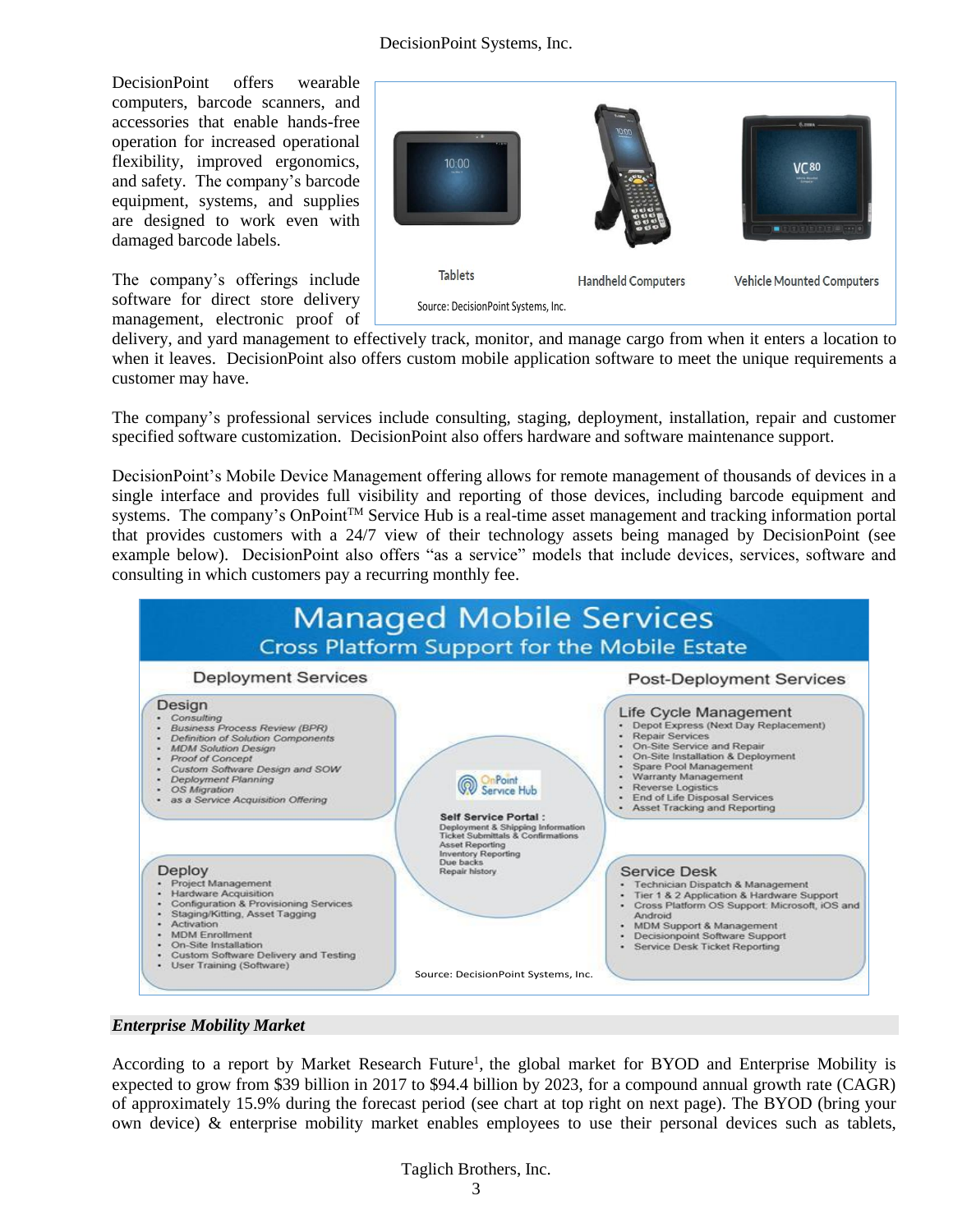DecisionPoint offers wearable computers, barcode scanners, and accessories that enable hands-free operation for increased operational flexibility, improved ergonomics, and safety. The company's barcode equipment, systems, and supplies are designed to work even with damaged barcode labels.

Tablets | Handheld Computers | Vehicle Mounted Computers

Source: DecisionPoint Systems, Inc.

The company's offerings include software for direct store delivery management, electronic proof of delivery, and yard management to effectively track, monitor, and manage cargo from when it enters a location to when it leaves. DecisionPoint also offers custom mobile application software to meet the unique requirements a customer may have.

The company's professional services include consulting, staging, deployment, installation, repair and customer specified software customization. DecisionPoint also offers hardware and software maintenance support.

DecisionPoint's Mobile Device Management offering allows for remote management of thousands of devices in a single interface and provides full visibility and reporting of those devices, including barcode equipment and systems. The company's OnPoint™ Service Hub is a real-time asset management and tracking information portal that provides customers with a 24/7 view of their technology assets being managed by DecisionPoint (see example below). DecisionPoint also offers "as a service" models that include devices, services, software and consulting in which customers pay a recurring monthly fee.

**Managed Mobile Services**
**Cross Platform Support for the Mobile Estate**

**Deployment Services**

**Design**
- *Consulting*
- *Business Process Review (BPR)*
- *Definition of Solution Components*
- *MDM Solution Design*
- *Proof of Concept*
- *Custom Software Design and SOW*
- *Deployment Planning*
- *OS Migration*
- *as a Service Acquisition Offering*

**Deploy**
- Project Management
- Hardware Acquisition
- Configuration & Provisioning Services
- Staging/Kitting, Asset Tagging
- Activation
- MDM Enrollment
- On-Site Installation
- Custom Software Delivery and Testing
- User Training (Software)

**OnPoint Service Hub**

**Self Service Portal :**
Deployment & Shipping Information
Ticket Submittals & Confirmations
Asset Reporting
Inventory Reporting
Due backs
Repair history

**Post-Deployment Services**

**Life Cycle Management**
- Depot Express (Next Day Replacement)
- Repair Services
- On-Site Service and Repair
- On-Site Installation & Deployment
- Spare Pool Management
- Warranty Management
- Reverse Logistics
- End of Life Disposal Services
- Asset Tracking and Reporting

**Service Desk**
- Technician Dispatch & Management
- Tier 1 & 2 Application & Hardware Support
- Cross Platform OS Support: Microsoft, iOS and Android
- MDM Support & Management
- Decisionpoint Software Support
- Service Desk Ticket Reporting

Source: DecisionPoint Systems, Inc.

### *Enterprise Mobility Market*

According to a report by Market Research Future[1], the global market for BYOD and Enterprise Mobility is expected to grow from $39 billion in 2017 to $94.4 billion by 2023, for a compound annual growth rate (CAGR) of approximately 15.9% during the forecast period (see chart at top right on next page). The BYOD (bring your own device) & enterprise mobility market enables employees to use their personal devices such as tablets,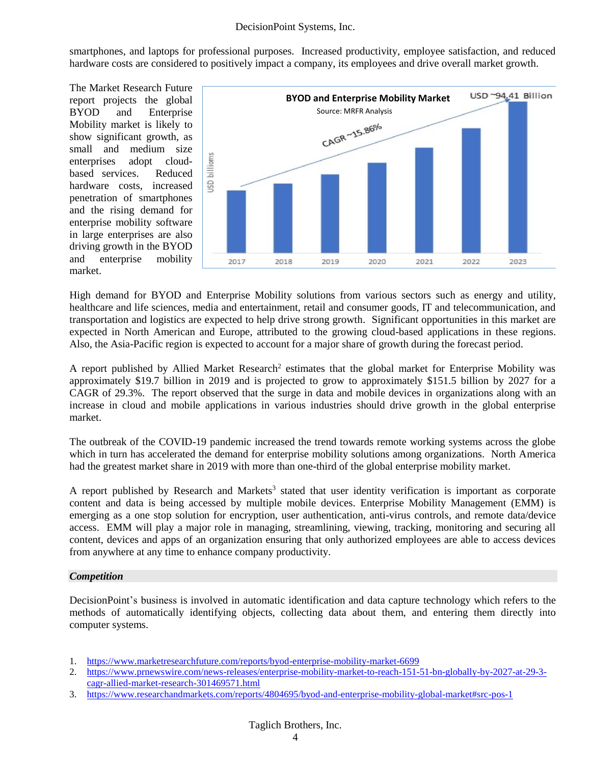smartphones, and laptops for professional purposes. Increased productivity, employee satisfaction, and reduced hardware costs are considered to positively impact a company, its employees and drive overall market growth.

The Market Research Future report projects the global BYOD and Enterprise Mobility market is likely to show significant growth, as small and medium size enterprises adopt cloud-based services. Reduced hardware costs, increased penetration of smartphones and the rising demand for enterprise mobility software in large enterprises are also driving growth in the BYOD and enterprise mobility market.

High demand for BYOD and Enterprise Mobility solutions from various sectors such as energy and utility, healthcare and life sciences, media and entertainment, retail and consumer goods, IT and telecommunication, and transportation and logistics are expected to help drive strong growth. Significant opportunities in this market are expected in North American and Europe, attributed to the growing cloud-based applications in these regions. Also, the Asia-Pacific region is expected to account for a major share of growth during the forecast period.

A report published by Allied Market Research[2] estimates that the global market for Enterprise Mobility was approximately $19.7 billion in 2019 and is projected to grow to approximately $151.5 billion by 2027 for a CAGR of 29.3%. The report observed that the surge in data and mobile devices in organizations along with an increase in cloud and mobile applications in various industries should drive growth in the global enterprise market.

The outbreak of the COVID-19 pandemic increased the trend towards remote working systems across the globe which in turn has accelerated the demand for enterprise mobility solutions among organizations. North America had the greatest market share in 2019 with more than one-third of the global enterprise mobility market.

A report published by Research and Markets[3] stated that user identity verification is important as corporate content and data is being accessed by multiple mobile devices. Enterprise Mobility Management (EMM) is emerging as a one stop solution for encryption, user authentication, anti-virus controls, and remote data/device access. EMM will play a major role in managing, streamlining, viewing, tracking, monitoring and securing all content, devices and apps of an organization ensuring that only authorized employees are able to access devices from anywhere at any time to enhance company productivity.

### *Competition*

DecisionPoint's business is involved in automatic identification and data capture technology which refers to the methods of automatically identifying objects, collecting data about them, and entering them directly into computer systems.

1. https://www.marketresearchfuture.com/reports/byod-enterprise-mobility-market-6699
2. https://www.prnewswire.com/news-releases/enterprise-mobility-market-to-reach-151-51-bn-globally-by-2027-at-29-3-cagr-allied-market-research-301469571.html
3. https://www.researchandmarkets.com/reports/4804695/byod-and-enterprise-mobility-global-market#src-pos-1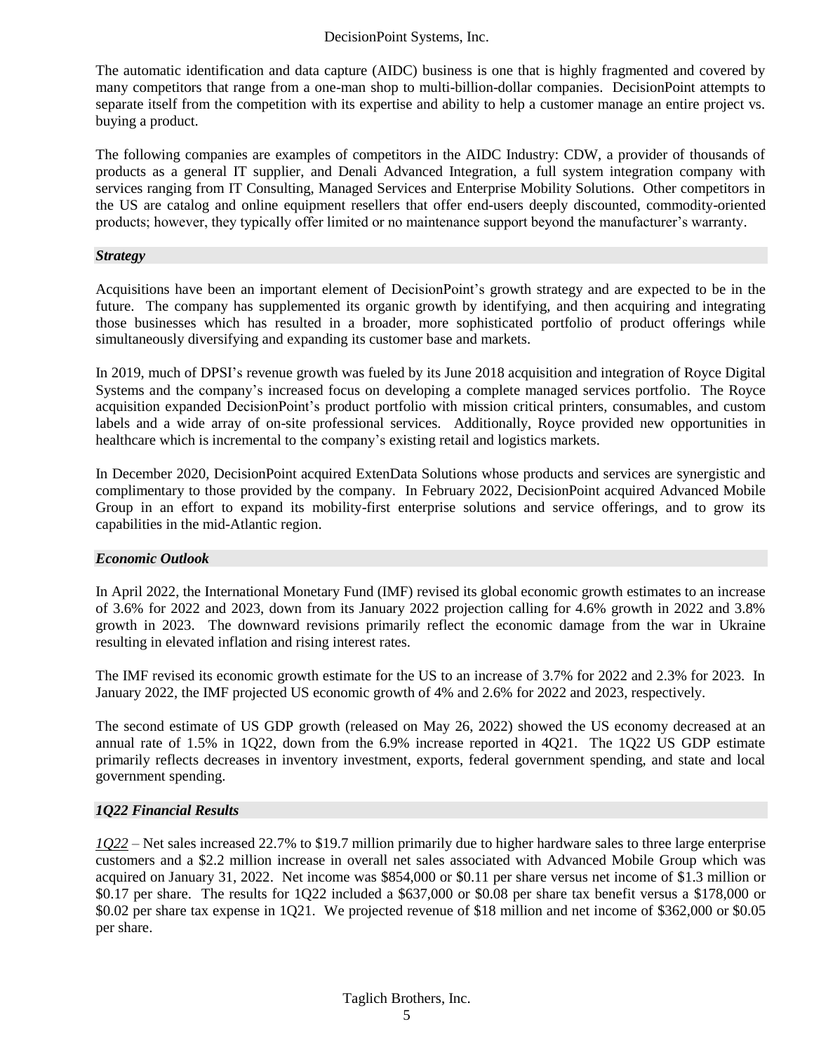The automatic identification and data capture (AIDC) business is one that is highly fragmented and covered by many competitors that range from a one-man shop to multi-billion-dollar companies. DecisionPoint attempts to separate itself from the competition with its expertise and ability to help a customer manage an entire project vs. buying a product.

The following companies are examples of competitors in the AIDC Industry: CDW, a provider of thousands of products as a general IT supplier, and Denali Advanced Integration, a full system integration company with services ranging from IT Consulting, Managed Services and Enterprise Mobility Solutions. Other competitors in the US are catalog and online equipment resellers that offer end-users deeply discounted, commodity-oriented products; however, they typically offer limited or no maintenance support beyond the manufacturer's warranty.

### *Strategy*

Acquisitions have been an important element of DecisionPoint's growth strategy and are expected to be in the future. The company has supplemented its organic growth by identifying, and then acquiring and integrating those businesses which has resulted in a broader, more sophisticated portfolio of product offerings while simultaneously diversifying and expanding its customer base and markets.

In 2019, much of DPSI's revenue growth was fueled by its June 2018 acquisition and integration of Royce Digital Systems and the company's increased focus on developing a complete managed services portfolio. The Royce acquisition expanded DecisionPoint's product portfolio with mission critical printers, consumables, and custom labels and a wide array of on-site professional services. Additionally, Royce provided new opportunities in healthcare which is incremental to the company's existing retail and logistics markets.

In December 2020, DecisionPoint acquired ExtenData Solutions whose products and services are synergistic and complimentary to those provided by the company. In February 2022, DecisionPoint acquired Advanced Mobile Group in an effort to expand its mobility-first enterprise solutions and service offerings, and to grow its capabilities in the mid-Atlantic region.

### *Economic Outlook*

In April 2022, the International Monetary Fund (IMF) revised its global economic growth estimates to an increase of 3.6% for 2022 and 2023, down from its January 2022 projection calling for 4.6% growth in 2022 and 3.8% growth in 2023. The downward revisions primarily reflect the economic damage from the war in Ukraine resulting in elevated inflation and rising interest rates.

The IMF revised its economic growth estimate for the US to an increase of 3.7% for 2022 and 2.3% for 2023. In January 2022, the IMF projected US economic growth of 4% and 2.6% for 2022 and 2023, respectively.

The second estimate of US GDP growth (released on May 26, 2022) showed the US economy decreased at an annual rate of 1.5% in 1Q22, down from the 6.9% increase reported in 4Q21. The 1Q22 US GDP estimate primarily reflects decreases in inventory investment, exports, federal government spending, and state and local government spending.

### *1Q22 Financial Results*

*1Q22* – Net sales increased 22.7% to $19.7 million primarily due to higher hardware sales to three large enterprise customers and a $2.2 million increase in overall net sales associated with Advanced Mobile Group which was acquired on January 31, 2022. Net income was $854,000 or $0.11 per share versus net income of $1.3 million or $0.17 per share. The results for 1Q22 included a $637,000 or $0.08 per share tax benefit versus a $178,000 or $0.02 per share tax expense in 1Q21. We projected revenue of $18 million and net income of $362,000 or $0.05 per share.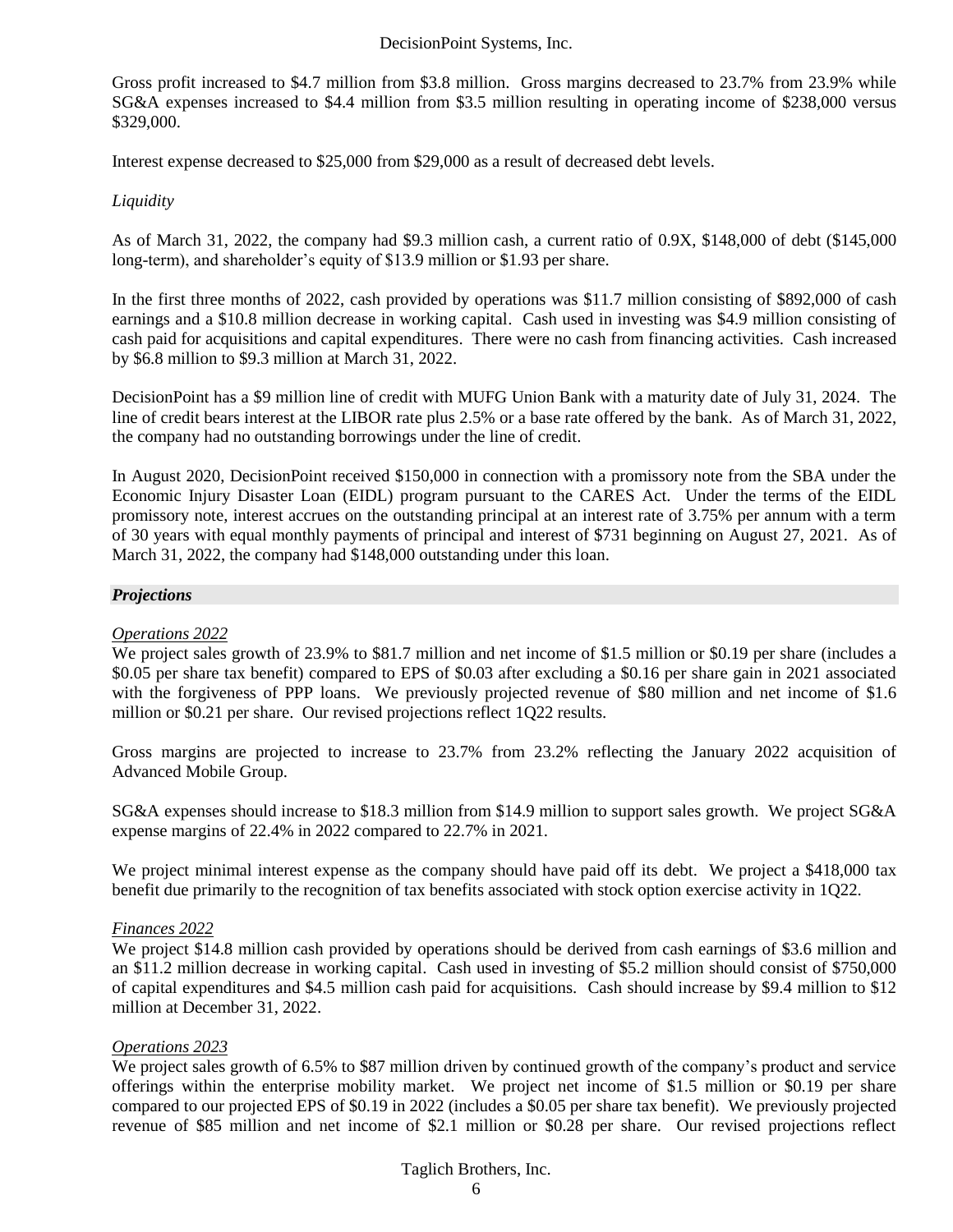Gross profit increased to $4.7 million from $3.8 million. Gross margins decreased to 23.7% from 23.9% while SG&A expenses increased to $4.4 million from $3.5 million resulting in operating income of $238,000 versus $329,000.

Interest expense decreased to $25,000 from $29,000 as a result of decreased debt levels.

*Liquidity*

As of March 31, 2022, the company had $9.3 million cash, a current ratio of 0.9X, $148,000 of debt ($145,000 long-term), and shareholder's equity of $13.9 million or $1.93 per share.

In the first three months of 2022, cash provided by operations was $11.7 million consisting of $892,000 of cash earnings and a $10.8 million decrease in working capital. Cash used in investing was $4.9 million consisting of cash paid for acquisitions and capital expenditures. There were no cash from financing activities. Cash increased by $6.8 million to $9.3 million at March 31, 2022.

DecisionPoint has a $9 million line of credit with MUFG Union Bank with a maturity date of July 31, 2024. The line of credit bears interest at the LIBOR rate plus 2.5% or a base rate offered by the bank. As of March 31, 2022, the company had no outstanding borrowings under the line of credit.

In August 2020, DecisionPoint received $150,000 in connection with a promissory note from the SBA under the Economic Injury Disaster Loan (EIDL) program pursuant to the CARES Act. Under the terms of the EIDL promissory note, interest accrues on the outstanding principal at an interest rate of 3.75% per annum with a term of 30 years with equal monthly payments of principal and interest of $731 beginning on August 27, 2021. As of March 31, 2022, the company had $148,000 outstanding under this loan.

## *Projections*

<u>*Operations 2022*</u>

We project sales growth of 23.9% to $81.7 million and net income of $1.5 million or $0.19 per share (includes a $0.05 per share tax benefit) compared to EPS of $0.03 after excluding a $0.16 per share gain in 2021 associated with the forgiveness of PPP loans. We previously projected revenue of $80 million and net income of $1.6 million or $0.21 per share. Our revised projections reflect 1Q22 results.

Gross margins are projected to increase to 23.7% from 23.2% reflecting the January 2022 acquisition of Advanced Mobile Group.

SG&A expenses should increase to $18.3 million from $14.9 million to support sales growth. We project SG&A expense margins of 22.4% in 2022 compared to 22.7% in 2021.

We project minimal interest expense as the company should have paid off its debt. We project a $418,000 tax benefit due primarily to the recognition of tax benefits associated with stock option exercise activity in 1Q22.

<u>*Finances 2022*</u>

We project $14.8 million cash provided by operations should be derived from cash earnings of $3.6 million and an $11.2 million decrease in working capital. Cash used in investing of $5.2 million should consist of $750,000 of capital expenditures and $4.5 million cash paid for acquisitions. Cash should increase by $9.4 million to $12 million at December 31, 2022.

<u>*Operations 2023*</u>

We project sales growth of 6.5% to $87 million driven by continued growth of the company's product and service offerings within the enterprise mobility market. We project net income of $1.5 million or $0.19 per share compared to our projected EPS of $0.19 in 2022 (includes a $0.05 per share tax benefit). We previously projected revenue of $85 million and net income of $2.1 million or $0.28 per share. Our revised projections reflect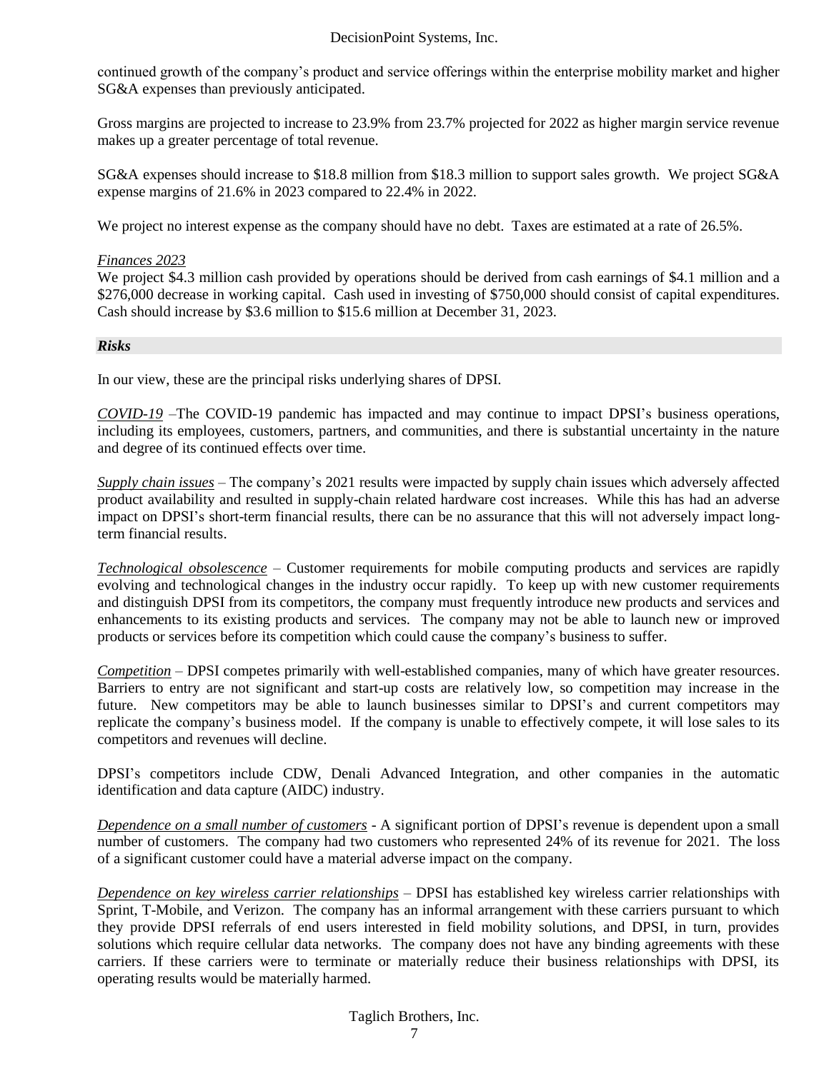continued growth of the company's product and service offerings within the enterprise mobility market and higher SG&A expenses than previously anticipated.

Gross margins are projected to increase to 23.9% from 23.7% projected for 2022 as higher margin service revenue makes up a greater percentage of total revenue.

SG&A expenses should increase to $18.8 million from $18.3 million to support sales growth. We project SG&A expense margins of 21.6% in 2023 compared to 22.4% in 2022.

We project no interest expense as the company should have no debt. Taxes are estimated at a rate of 26.5%.

*Finances 2023*

We project $4.3 million cash provided by operations should be derived from cash earnings of $4.1 million and a $276,000 decrease in working capital. Cash used in investing of $750,000 should consist of capital expenditures. Cash should increase by $3.6 million to $15.6 million at December 31, 2023.

## *Risks*

In our view, these are the principal risks underlying shares of DPSI.

*COVID-19* –The COVID-19 pandemic has impacted and may continue to impact DPSI's business operations, including its employees, customers, partners, and communities, and there is substantial uncertainty in the nature and degree of its continued effects over time.

*Supply chain issues* – The company's 2021 results were impacted by supply chain issues which adversely affected product availability and resulted in supply-chain related hardware cost increases. While this has had an adverse impact on DPSI's short-term financial results, there can be no assurance that this will not adversely impact long-term financial results.

*Technological obsolescence* – Customer requirements for mobile computing products and services are rapidly evolving and technological changes in the industry occur rapidly. To keep up with new customer requirements and distinguish DPSI from its competitors, the company must frequently introduce new products and services and enhancements to its existing products and services. The company may not be able to launch new or improved products or services before its competition which could cause the company's business to suffer.

*Competition* – DPSI competes primarily with well-established companies, many of which have greater resources. Barriers to entry are not significant and start-up costs are relatively low, so competition may increase in the future. New competitors may be able to launch businesses similar to DPSI's and current competitors may replicate the company's business model. If the company is unable to effectively compete, it will lose sales to its competitors and revenues will decline.

DPSI's competitors include CDW, Denali Advanced Integration, and other companies in the automatic identification and data capture (AIDC) industry.

*Dependence on a small number of customers* - A significant portion of DPSI's revenue is dependent upon a small number of customers. The company had two customers who represented 24% of its revenue for 2021. The loss of a significant customer could have a material adverse impact on the company.

*Dependence on key wireless carrier relationships* – DPSI has established key wireless carrier relationships with Sprint, T-Mobile, and Verizon. The company has an informal arrangement with these carriers pursuant to which they provide DPSI referrals of end users interested in field mobility solutions, and DPSI, in turn, provides solutions which require cellular data networks. The company does not have any binding agreements with these carriers. If these carriers were to terminate or materially reduce their business relationships with DPSI, its operating results would be materially harmed.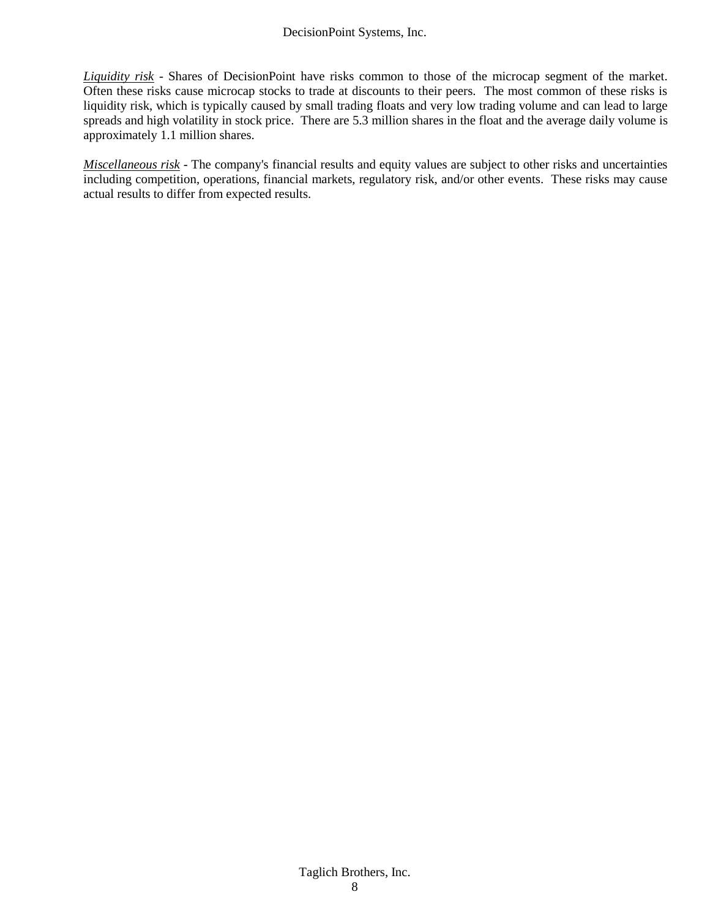*Liquidity risk* - Shares of DecisionPoint have risks common to those of the microcap segment of the market. Often these risks cause microcap stocks to trade at discounts to their peers. The most common of these risks is liquidity risk, which is typically caused by small trading floats and very low trading volume and can lead to large spreads and high volatility in stock price. There are 5.3 million shares in the float and the average daily volume is approximately 1.1 million shares.

*Miscellaneous risk* - The company's financial results and equity values are subject to other risks and uncertainties including competition, operations, financial markets, regulatory risk, and/or other events. These risks may cause actual results to differ from expected results.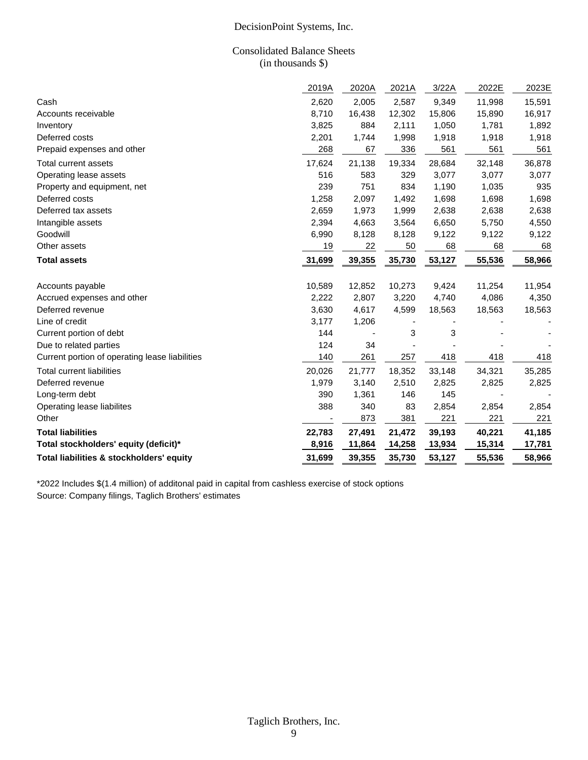DecisionPoint Systems, Inc.

Consolidated Balance Sheets
(in thousands $)

| | 2019A | 2020A | 2021A | 3/22A | 2022E | 2023E |
|---|---|---|---|---|---|---|
| Cash | 2,620 | 2,005 | 2,587 | 9,349 | 11,998 | 15,591 |
| Accounts receivable | 8,710 | 16,438 | 12,302 | 15,806 | 15,890 | 16,917 |
| Inventory | 3,825 | 884 | 2,111 | 1,050 | 1,781 | 1,892 |
| Deferred costs | 2,201 | 1,744 | 1,998 | 1,918 | 1,918 | 1,918 |
| Prepaid expenses and other | 268 | 67 | 336 | 561 | 561 | 561 |
| Total current assets | 17,624 | 21,138 | 19,334 | 28,684 | 32,148 | 36,878 |
| Operating lease assets | 516 | 583 | 329 | 3,077 | 3,077 | 3,077 |
| Property and equipment, net | 239 | 751 | 834 | 1,190 | 1,035 | 935 |
| Deferred costs | 1,258 | 2,097 | 1,492 | 1,698 | 1,698 | 1,698 |
| Deferred tax assets | 2,659 | 1,973 | 1,999 | 2,638 | 2,638 | 2,638 |
| Intangible assets | 2,394 | 4,663 | 3,564 | 6,650 | 5,750 | 4,550 |
| Goodwill | 6,990 | 8,128 | 8,128 | 9,122 | 9,122 | 9,122 |
| Other assets | 19 | 22 | 50 | 68 | 68 | 68 |
| **Total assets** | **31,699** | **39,355** | **35,730** | **53,127** | **55,536** | **58,966** |
| | | | | | | |
| Accounts payable | 10,589 | 12,852 | 10,273 | 9,424 | 11,254 | 11,954 |
| Accrued expenses and other | 2,222 | 2,807 | 3,220 | 4,740 | 4,086 | 4,350 |
| Deferred revenue | 3,630 | 4,617 | 4,599 | 18,563 | 18,563 | 18,563 |
| Line of credit | 3,177 | 1,206 | - | - | - | - |
| Current portion of debt | 144 | - | 3 | 3 | - | - |
| Due to related parties | 124 | 34 | - | - | - | - |
| Current portion of operating lease liabilities | 140 | 261 | 257 | 418 | 418 | 418 |
| Total current liabilities | 20,026 | 21,777 | 18,352 | 33,148 | 34,321 | 35,285 |
| Deferred revenue | 1,979 | 3,140 | 2,510 | 2,825 | 2,825 | 2,825 |
| Long-term debt | 390 | 1,361 | 146 | 145 | - | - |
| Operating lease liabilites | 388 | 340 | 83 | 2,854 | 2,854 | 2,854 |
| Other | - | 873 | 381 | 221 | 221 | 221 |
| **Total liabilities** | **22,783** | **27,491** | **21,472** | **39,193** | **40,221** | **41,185** |
| **Total stockholders' equity (deficit)*** | **8,916** | **11,864** | **14,258** | **13,934** | **15,314** | **17,781** |
| **Total liabilities & stockholders' equity** | **31,699** | **39,355** | **35,730** | **53,127** | **55,536** | **58,966** |

*2022 Includes $(1.4 million) of additonal paid in capital from cashless exercise of stock options
Source: Company filings, Taglich Brothers' estimates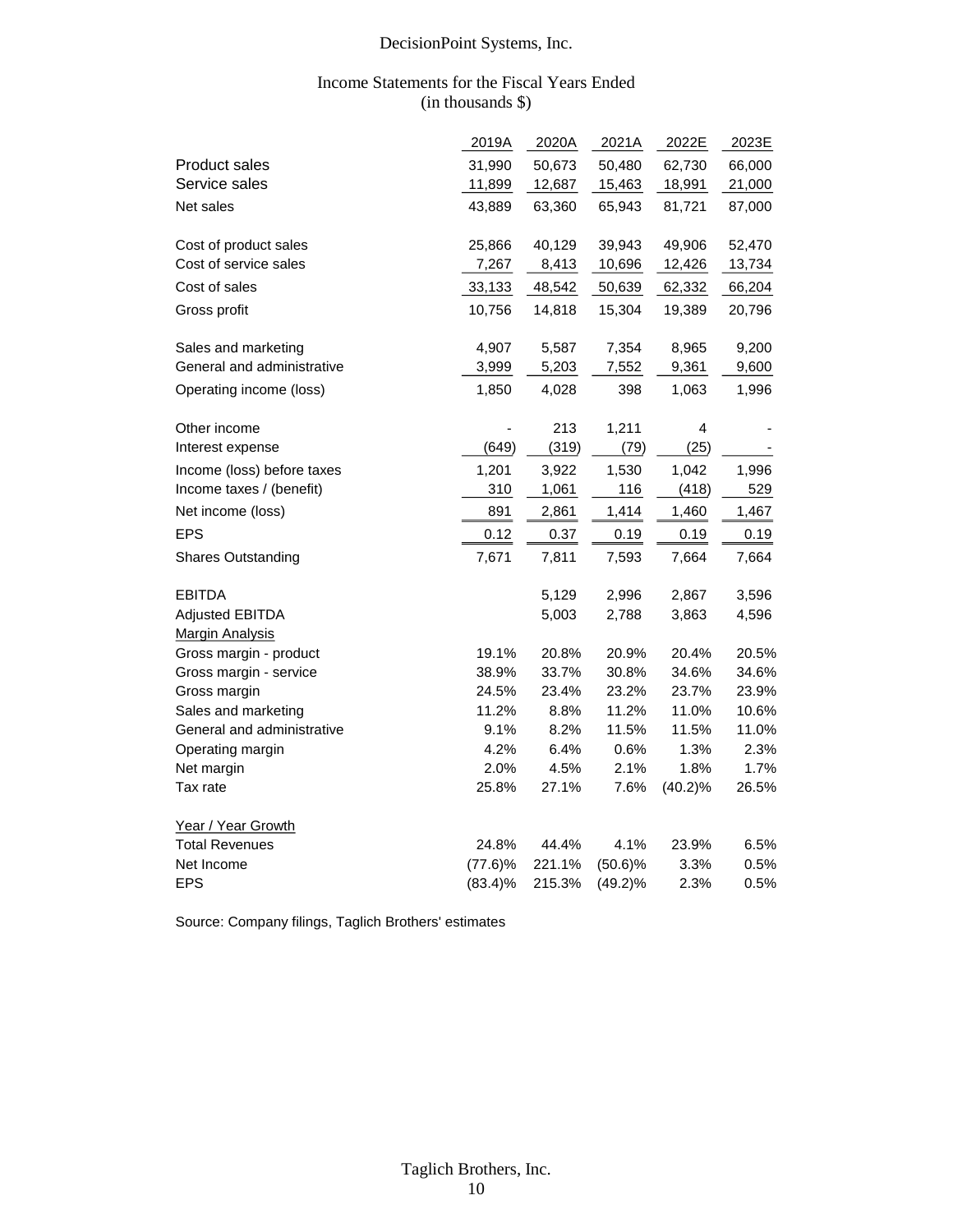# DecisionPoint Systems, Inc.

## Income Statements for the Fiscal Years Ended
(in thousands $)

| | 2019A | 2020A | 2021A | 2022E | 2023E |
|---|---|---|---|---|---|
| Product sales | 31,990 | 50,673 | 50,480 | 62,730 | 66,000 |
| Service sales | 11,899 | 12,687 | 15,463 | 18,991 | 21,000 |
| Net sales | 43,889 | 63,360 | 65,943 | 81,721 | 87,000 |
| | | | | | |
| Cost of product sales | 25,866 | 40,129 | 39,943 | 49,906 | 52,470 |
| Cost of service sales | 7,267 | 8,413 | 10,696 | 12,426 | 13,734 |
| Cost of sales | 33,133 | 48,542 | 50,639 | 62,332 | 66,204 |
| Gross profit | 10,756 | 14,818 | 15,304 | 19,389 | 20,796 |
| | | | | | |
| Sales and marketing | 4,907 | 5,587 | 7,354 | 8,965 | 9,200 |
| General and administrative | 3,999 | 5,203 | 7,552 | 9,361 | 9,600 |
| Operating income (loss) | 1,850 | 4,028 | 398 | 1,063 | 1,996 |
| | | | | | |
| Other income | - | 213 | 1,211 | 4 | - |
| Interest expense | (649) | (319) | (79) | (25) | - |
| Income (loss) before taxes | 1,201 | 3,922 | 1,530 | 1,042 | 1,996 |
| Income taxes / (benefit) | 310 | 1,061 | 116 | (418) | 529 |
| Net income (loss) | 891 | 2,861 | 1,414 | 1,460 | 1,467 |
| EPS | 0.12 | 0.37 | 0.19 | 0.19 | 0.19 |
| Shares Outstanding | 7,671 | 7,811 | 7,593 | 7,664 | 7,664 |
| | | | | | |
| EBITDA | | 5,129 | 2,996 | 2,867 | 3,596 |
| Adjusted EBITDA | | 5,003 | 2,788 | 3,863 | 4,596 |
| Margin Analysis | | | | | |
| Gross margin - product | 19.1% | 20.8% | 20.9% | 20.4% | 20.5% |
| Gross margin - service | 38.9% | 33.7% | 30.8% | 34.6% | 34.6% |
| Gross margin | 24.5% | 23.4% | 23.2% | 23.7% | 23.9% |
| Sales and marketing | 11.2% | 8.8% | 11.2% | 11.0% | 10.6% |
| General and administrative | 9.1% | 8.2% | 11.5% | 11.5% | 11.0% |
| Operating margin | 4.2% | 6.4% | 0.6% | 1.3% | 2.3% |
| Net margin | 2.0% | 4.5% | 2.1% | 1.8% | 1.7% |
| Tax rate | 25.8% | 27.1% | 7.6% | (40.2)% | 26.5% |
| | | | | | |
| Year / Year Growth | | | | | |
| Total Revenues | 24.8% | 44.4% | 4.1% | 23.9% | 6.5% |
| Net Income | (77.6)% | 221.1% | (50.6)% | 3.3% | 0.5% |
| EPS | (83.4)% | 215.3% | (49.2)% | 2.3% | 0.5% |

Source: Company filings, Taglich Brothers' estimates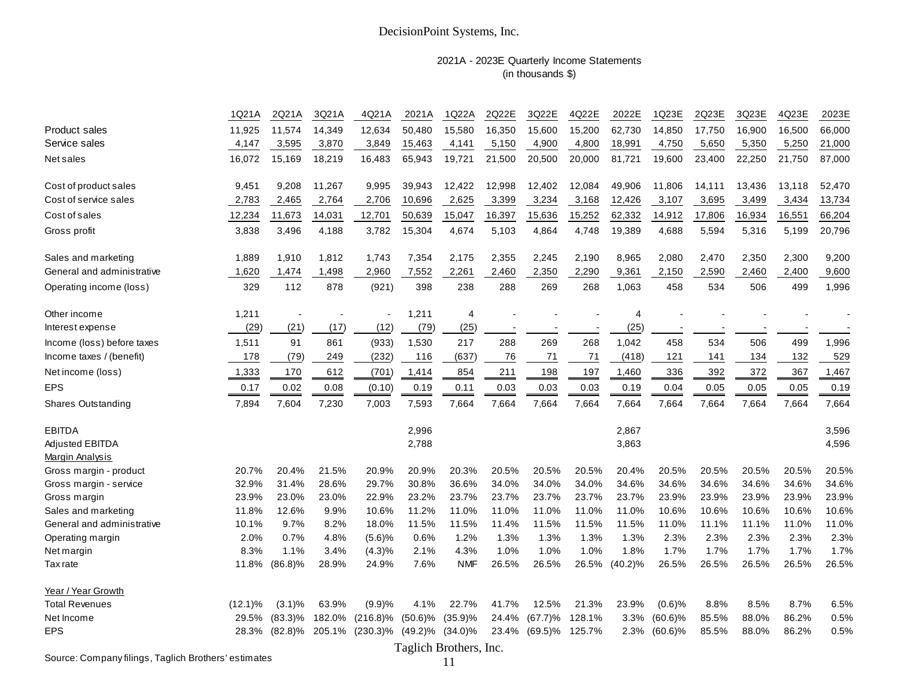DecisionPoint Systems, Inc.

2021A - 2023E Quarterly Income Statements
(in thousands $)

| | 1Q21A | 2Q21A | 3Q21A | 4Q21A | 2021A | 1Q22A | 2Q22E | 3Q22E | 4Q22E | 2022E | 1Q23E | 2Q23E | 3Q23E | 4Q23E | 2023E |
|---|---|---|---|---|---|---|---|---|---|---|---|---|---|---|---|
| Product sales | 11,925 | 11,574 | 14,349 | 12,634 | 50,480 | 15,580 | 16,350 | 15,600 | 15,200 | 62,730 | 14,850 | 17,750 | 16,900 | 16,500 | 66,000 |
| Service sales | 4,147 | 3,595 | 3,870 | 3,849 | 15,463 | 4,141 | 5,150 | 4,900 | 4,800 | 18,991 | 4,750 | 5,650 | 5,350 | 5,250 | 21,000 |
| Net sales | 16,072 | 15,169 | 18,219 | 16,483 | 65,943 | 19,721 | 21,500 | 20,500 | 20,000 | 81,721 | 19,600 | 23,400 | 22,250 | 21,750 | 87,000 |
| Cost of product sales | 9,451 | 9,208 | 11,267 | 9,995 | 39,943 | 12,422 | 12,998 | 12,402 | 12,084 | 49,906 | 11,806 | 14,111 | 13,436 | 13,118 | 52,470 |
| Cost of service sales | 2,783 | 2,465 | 2,764 | 2,706 | 10,696 | 2,625 | 3,399 | 3,234 | 3,168 | 12,426 | 3,107 | 3,695 | 3,499 | 3,434 | 13,734 |
| Cost of sales | 12,234 | 11,673 | 14,031 | 12,701 | 50,639 | 15,047 | 16,397 | 15,636 | 15,252 | 62,332 | 14,912 | 17,806 | 16,934 | 16,551 | 66,204 |
| Gross profit | 3,838 | 3,496 | 4,188 | 3,782 | 15,304 | 4,674 | 5,103 | 4,864 | 4,748 | 19,389 | 4,688 | 5,594 | 5,316 | 5,199 | 20,796 |
| Sales and marketing | 1,889 | 1,910 | 1,812 | 1,743 | 7,354 | 2,175 | 2,355 | 2,245 | 2,190 | 8,965 | 2,080 | 2,470 | 2,350 | 2,300 | 9,200 |
| General and administrative | 1,620 | 1,474 | 1,498 | 2,960 | 7,552 | 2,261 | 2,460 | 2,350 | 2,290 | 9,361 | 2,150 | 2,590 | 2,460 | 2,400 | 9,600 |
| Operating income (loss) | 329 | 112 | 878 | (921) | 398 | 238 | 288 | 269 | 268 | 1,063 | 458 | 534 | 506 | 499 | 1,996 |
| Other income | 1,211 | - | - | - | 1,211 | 4 | - | - | - | 4 | - | - | - | - | - |
| Interest expense | (29) | (21) | (17) | (12) | (79) | (25) | - | - | - | (25) | - | - | - | - | - |
| Income (loss) before taxes | 1,511 | 91 | 861 | (933) | 1,530 | 217 | 288 | 269 | 268 | 1,042 | 458 | 534 | 506 | 499 | 1,996 |
| Income taxes / (benefit) | 178 | (79) | 249 | (232) | 116 | (637) | 76 | 71 | 71 | (418) | 121 | 141 | 134 | 132 | 529 |
| Net income (loss) | 1,333 | 170 | 612 | (701) | 1,414 | 854 | 211 | 198 | 197 | 1,460 | 336 | 392 | 372 | 367 | 1,467 |
| EPS | 0.17 | 0.02 | 0.08 | (0.10) | 0.19 | 0.11 | 0.03 | 0.03 | 0.03 | 0.19 | 0.04 | 0.05 | 0.05 | 0.05 | 0.19 |
| Shares Outstanding | 7,894 | 7,604 | 7,230 | 7,003 | 7,593 | 7,664 | 7,664 | 7,664 | 7,664 | 7,664 | 7,664 | 7,664 | 7,664 | 7,664 | 7,664 |
| EBITDA | | | | | 2,996 | | | | | 2,867 | | | | | 3,596 |
| Adjusted EBITDA | | | | | 2,788 | | | | | 3,863 | | | | | 4,596 |
| Margin Analysis | | | | | | | | | | | | | | | |
| Gross margin - product | 20.7% | 20.4% | 21.5% | 20.9% | 20.9% | 20.3% | 20.5% | 20.5% | 20.5% | 20.4% | 20.5% | 20.5% | 20.5% | 20.5% | 20.5% |
| Gross margin - service | 32.9% | 31.4% | 28.6% | 29.7% | 30.8% | 36.6% | 34.0% | 34.0% | 34.0% | 34.6% | 34.6% | 34.6% | 34.6% | 34.6% | 34.6% |
| Gross margin | 23.9% | 23.0% | 23.0% | 22.9% | 23.2% | 23.7% | 23.7% | 23.7% | 23.7% | 23.7% | 23.9% | 23.9% | 23.9% | 23.9% | 23.9% |
| Sales and marketing | 11.8% | 12.6% | 9.9% | 10.6% | 11.2% | 11.0% | 11.0% | 11.0% | 11.0% | 11.0% | 10.6% | 10.6% | 10.6% | 10.6% | 10.6% |
| General and administrative | 10.1% | 9.7% | 8.2% | 18.0% | 11.5% | 11.5% | 11.4% | 11.5% | 11.5% | 11.5% | 11.0% | 11.1% | 11.1% | 11.0% | 11.0% |
| Operating margin | 2.0% | 0.7% | 4.8% | (5.6)% | 0.6% | 1.2% | 1.3% | 1.3% | 1.3% | 1.3% | 2.3% | 2.3% | 2.3% | 2.3% | 2.3% |
| Net margin | 8.3% | 1.1% | 3.4% | (4.3)% | 2.1% | 4.3% | 1.0% | 1.0% | 1.0% | 1.8% | 1.7% | 1.7% | 1.7% | 1.7% | 1.7% |
| Tax rate | 11.8% | (86.8)% | 28.9% | 24.9% | 7.6% | NMF | 26.5% | 26.5% | 26.5% | (40.2)% | 26.5% | 26.5% | 26.5% | 26.5% | 26.5% |
| Year / Year Growth | | | | | | | | | | | | | | | |
| Total Revenues | (12.1)% | (3.1)% | 63.9% | (9.9)% | 4.1% | 22.7% | 41.7% | 12.5% | 21.3% | 23.9% | (0.6)% | 8.8% | 8.5% | 8.7% | 6.5% |
| Net Income | 29.5% | (83.3)% | 182.0% | (216.8)% | (50.6)% | (35.9)% | 24.4% | (67.7)% | 128.1% | 3.3% | (60.6)% | 85.5% | 88.0% | 86.2% | 0.5% |
| EPS | 28.3% | (82.8)% | 205.1% | (230.3)% | (49.2)% | (34.0)% | 23.4% | (69.5)% | 125.7% | 2.3% | (60.6)% | 85.5% | 88.0% | 86.2% | 0.5% |

Source: Company filings, Taglich Brothers' estimates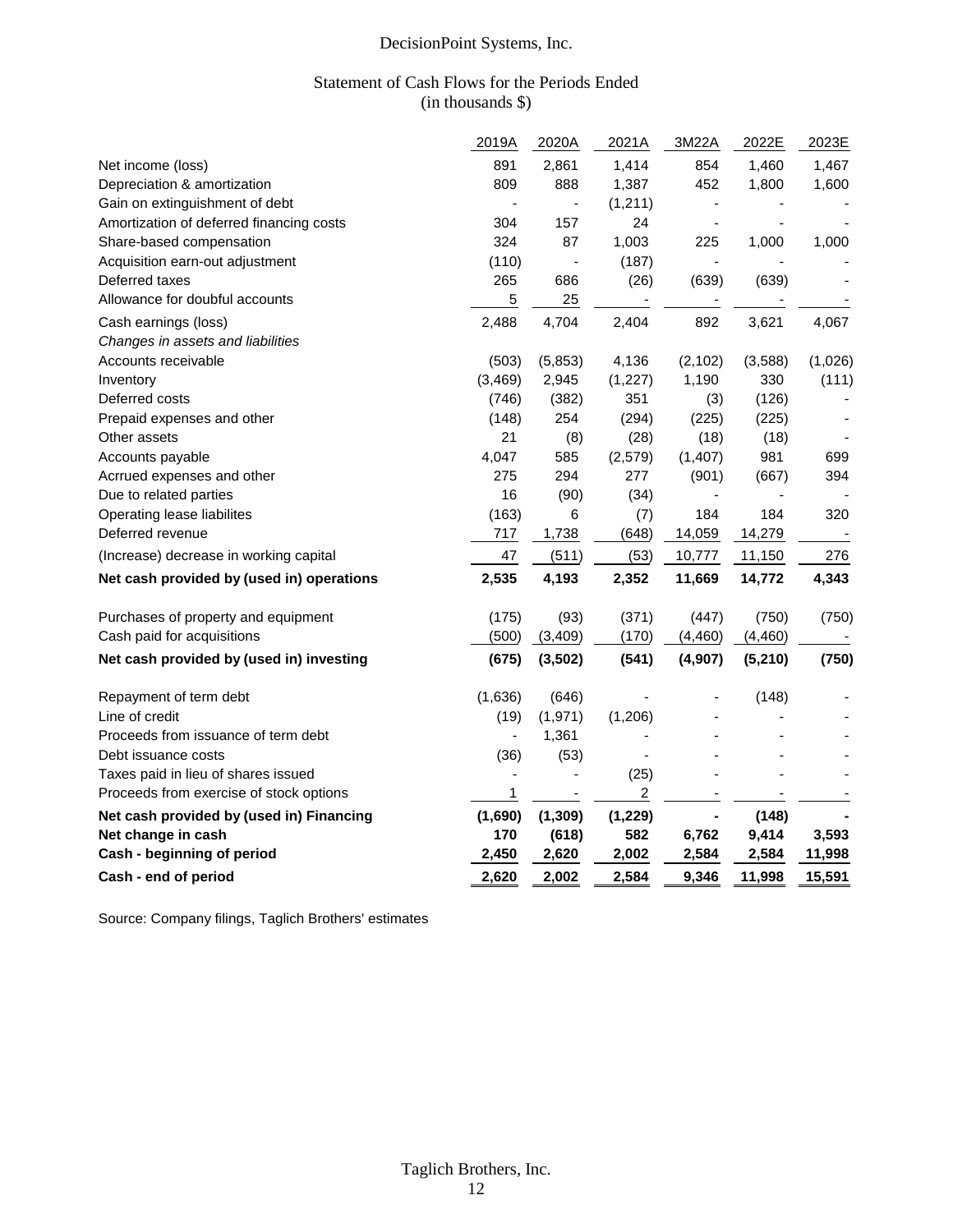# DecisionPoint Systems, Inc.

## Statement of Cash Flows for the Periods Ended
(in thousands $)

| | 2019A | 2020A | 2021A | 3M22A | 2022E | 2023E |
|---|---|---|---|---|---|---|
| Net income (loss) | 891 | 2,861 | 1,414 | 854 | 1,460 | 1,467 |
| Depreciation & amortization | 809 | 888 | 1,387 | 452 | 1,800 | 1,600 |
| Gain on extinguishment of debt | - | - | (1,211) | - | - | - |
| Amortization of deferred financing costs | 304 | 157 | 24 | - | - | - |
| Share-based compensation | 324 | 87 | 1,003 | 225 | 1,000 | 1,000 |
| Acquisition earn-out adjustment | (110) | - | (187) | - | - | - |
| Deferred taxes | 265 | 686 | (26) | (639) | (639) | - |
| Allowance for doubtful accounts | 5 | 25 | - | - | - | - |
| Cash earnings (loss) | 2,488 | 4,704 | 2,404 | 892 | 3,621 | 4,067 |
| *Changes in assets and liabilities* | | | | | | |
| Accounts receivable | (503) | (5,853) | 4,136 | (2,102) | (3,588) | (1,026) |
| Inventory | (3,469) | 2,945 | (1,227) | 1,190 | 330 | (111) |
| Deferred costs | (746) | (382) | 351 | (3) | (126) | - |
| Prepaid expenses and other | (148) | 254 | (294) | (225) | (225) | - |
| Other assets | 21 | (8) | (28) | (18) | (18) | - |
| Accounts payable | 4,047 | 585 | (2,579) | (1,407) | 981 | 699 |
| Acrrued expenses and other | 275 | 294 | 277 | (901) | (667) | 394 |
| Due to related parties | 16 | (90) | (34) | - | - | - |
| Operating lease liabilites | (163) | 6 | (7) | 184 | 184 | 320 |
| Deferred revenue | 717 | 1,738 | (648) | 14,059 | 14,279 | - |
| (Increase) decrease in working capital | 47 | (511) | (53) | 10,777 | 11,150 | 276 |
| **Net cash provided by (used in) operations** | **2,535** | **4,193** | **2,352** | **11,669** | **14,772** | **4,343** |
| Purchases of property and equipment | (175) | (93) | (371) | (447) | (750) | (750) |
| Cash paid for acquisitions | (500) | (3,409) | (170) | (4,460) | (4,460) | - |
| **Net cash provided by (used in) investing** | **(675)** | **(3,502)** | **(541)** | **(4,907)** | **(5,210)** | **(750)** |
| Repayment of term debt | (1,636) | (646) | - | - | (148) | - |
| Line of credit | (19) | (1,971) | (1,206) | - | - | - |
| Proceeds from issuance of term debt | - | 1,361 | - | - | - | - |
| Debt issuance costs | (36) | (53) | - | - | - | - |
| Taxes paid in lieu of shares issued | - | - | (25) | - | - | - |
| Proceeds from exercise of stock options | 1 | - | 2 | - | - | - |
| **Net cash provided by (used in) Financing** | **(1,690)** | **(1,309)** | **(1,229)** | **-** | **(148)** | **-** |
| **Net change in cash** | **170** | **(618)** | **582** | **6,762** | **9,414** | **3,593** |
| **Cash - beginning of period** | **2,450** | **2,620** | **2,002** | **2,584** | **2,584** | **11,998** |
| **Cash - end of period** | **2,620** | **2,002** | **2,584** | **9,346** | **11,998** | **15,591** |

Source: Company filings, Taglich Brothers' estimates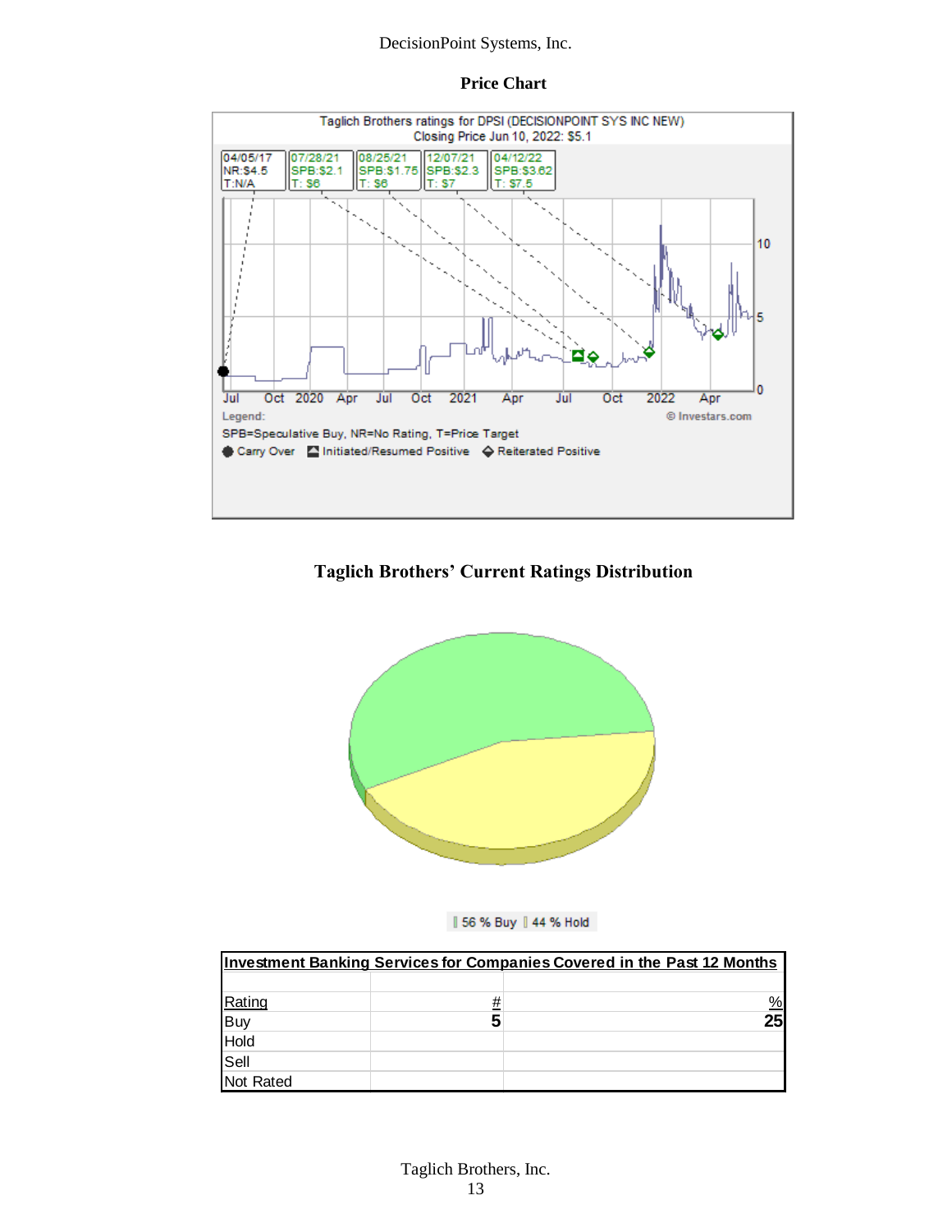## Price Chart

Taglich Brothers ratings for DPSI (DECISIONPOINT SYS INC NEW)
Closing Price Jun 10, 2022: $5.1

| 04/05/17 | 07/28/21 | 08/25/21 | 12/07/21 | 04/12/22 |
|---|---|---|---|---|
| NR:$4.5 | SPB:$2.1 | SPB:$1.75 | SPB:$2.3 | SPB:$3.62 |
| T:N/A | T: $6 | T: $6 | T: $7 | T: $7.5 |

Legend:
SPB=Speculative Buy, NR=No Rating, T=Price Target
Carry Over | Initiated/Resumed Positive | Reiterated Positive

© Investars.com

## Taglich Brothers' Current Ratings Distribution

56 % Buy | 44 % Hold

| Investment Banking Services for Companies Covered in the Past 12 Months | | |
|---|---|---|
| Rating | # | % |
| Buy | 5 | 25 |
| Hold | | |
| Sell | | |
| Not Rated | | |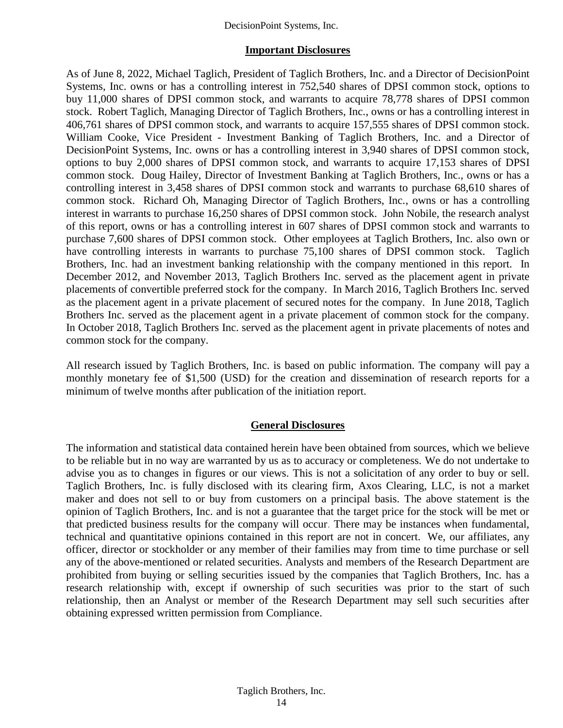## Important Disclosures

As of June 8, 2022, Michael Taglich, President of Taglich Brothers, Inc. and a Director of DecisionPoint Systems, Inc. owns or has a controlling interest in 752,540 shares of DPSI common stock, options to buy 11,000 shares of DPSI common stock, and warrants to acquire 78,778 shares of DPSI common stock. Robert Taglich, Managing Director of Taglich Brothers, Inc., owns or has a controlling interest in 406,761 shares of DPSI common stock, and warrants to acquire 157,555 shares of DPSI common stock. William Cooke, Vice President - Investment Banking of Taglich Brothers, Inc. and a Director of DecisionPoint Systems, Inc. owns or has a controlling interest in 3,940 shares of DPSI common stock, options to buy 2,000 shares of DPSI common stock, and warrants to acquire 17,153 shares of DPSI common stock. Doug Hailey, Director of Investment Banking at Taglich Brothers, Inc., owns or has a controlling interest in 3,458 shares of DPSI common stock and warrants to purchase 68,610 shares of common stock. Richard Oh, Managing Director of Taglich Brothers, Inc., owns or has a controlling interest in warrants to purchase 16,250 shares of DPSI common stock. John Nobile, the research analyst of this report, owns or has a controlling interest in 607 shares of DPSI common stock and warrants to purchase 7,600 shares of DPSI common stock. Other employees at Taglich Brothers, Inc. also own or have controlling interests in warrants to purchase 75,100 shares of DPSI common stock. Taglich Brothers, Inc. had an investment banking relationship with the company mentioned in this report. In December 2012, and November 2013, Taglich Brothers Inc. served as the placement agent in private placements of convertible preferred stock for the company. In March 2016, Taglich Brothers Inc. served as the placement agent in a private placement of secured notes for the company. In June 2018, Taglich Brothers Inc. served as the placement agent in a private placement of common stock for the company. In October 2018, Taglich Brothers Inc. served as the placement agent in private placements of notes and common stock for the company.

All research issued by Taglich Brothers, Inc. is based on public information. The company will pay a monthly monetary fee of $1,500 (USD) for the creation and dissemination of research reports for a minimum of twelve months after publication of the initiation report.

## General Disclosures

The information and statistical data contained herein have been obtained from sources, which we believe to be reliable but in no way are warranted by us as to accuracy or completeness. We do not undertake to advise you as to changes in figures or our views. This is not a solicitation of any order to buy or sell. Taglich Brothers, Inc. is fully disclosed with its clearing firm, Axos Clearing, LLC, is not a market maker and does not sell to or buy from customers on a principal basis. The above statement is the opinion of Taglich Brothers, Inc. and is not a guarantee that the target price for the stock will be met or that predicted business results for the company will occur. There may be instances when fundamental, technical and quantitative opinions contained in this report are not in concert. We, our affiliates, any officer, director or stockholder or any member of their families may from time to time purchase or sell any of the above-mentioned or related securities. Analysts and members of the Research Department are prohibited from buying or selling securities issued by the companies that Taglich Brothers, Inc. has a research relationship with, except if ownership of such securities was prior to the start of such relationship, then an Analyst or member of the Research Department may sell such securities after obtaining expressed written permission from Compliance.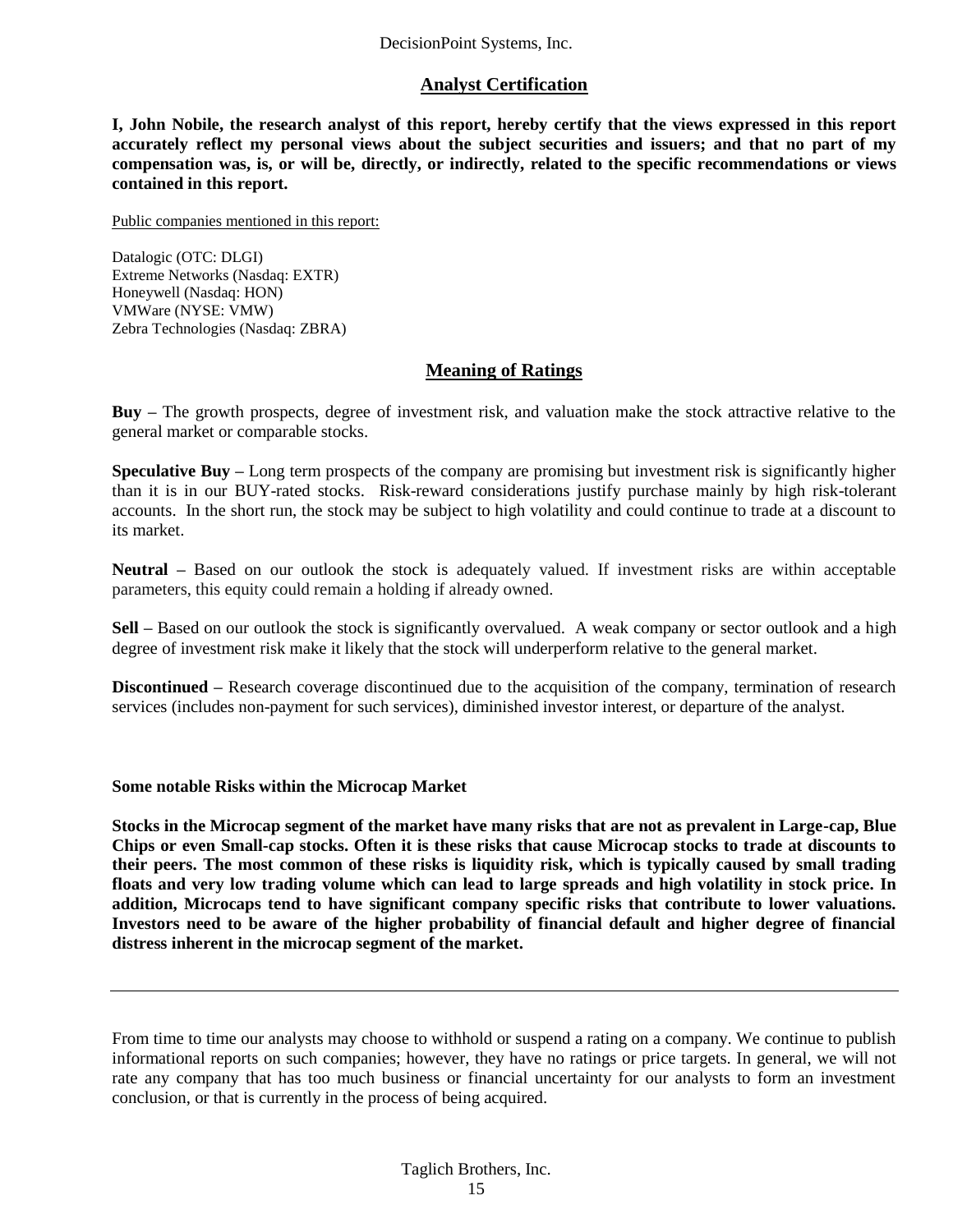## Analyst Certification

**I, John Nobile, the research analyst of this report, hereby certify that the views expressed in this report accurately reflect my personal views about the subject securities and issuers; and that no part of my compensation was, is, or will be, directly, or indirectly, related to the specific recommendations or views contained in this report.**

Public companies mentioned in this report:

Datalogic (OTC: DLGI)
Extreme Networks (Nasdaq: EXTR)
Honeywell (Nasdaq: HON)
VMWare (NYSE: VMW)
Zebra Technologies (Nasdaq: ZBRA)

## Meaning of Ratings

**Buy –** The growth prospects, degree of investment risk, and valuation make the stock attractive relative to the general market or comparable stocks.

**Speculative Buy –** Long term prospects of the company are promising but investment risk is significantly higher than it is in our BUY-rated stocks. Risk-reward considerations justify purchase mainly by high risk-tolerant accounts. In the short run, the stock may be subject to high volatility and could continue to trade at a discount to its market.

**Neutral –** Based on our outlook the stock is adequately valued. If investment risks are within acceptable parameters, this equity could remain a holding if already owned.

**Sell –** Based on our outlook the stock is significantly overvalued. A weak company or sector outlook and a high degree of investment risk make it likely that the stock will underperform relative to the general market.

**Discontinued –** Research coverage discontinued due to the acquisition of the company, termination of research services (includes non-payment for such services), diminished investor interest, or departure of the analyst.

**Some notable Risks within the Microcap Market**

**Stocks in the Microcap segment of the market have many risks that are not as prevalent in Large-cap, Blue Chips or even Small-cap stocks. Often it is these risks that cause Microcap stocks to trade at discounts to their peers. The most common of these risks is liquidity risk, which is typically caused by small trading floats and very low trading volume which can lead to large spreads and high volatility in stock price. In addition, Microcaps tend to have significant company specific risks that contribute to lower valuations. Investors need to be aware of the higher probability of financial default and higher degree of financial distress inherent in the microcap segment of the market.**

---

From time to time our analysts may choose to withhold or suspend a rating on a company. We continue to publish informational reports on such companies; however, they have no ratings or price targets. In general, we will not rate any company that has too much business or financial uncertainty for our analysts to form an investment conclusion, or that is currently in the process of being acquired.